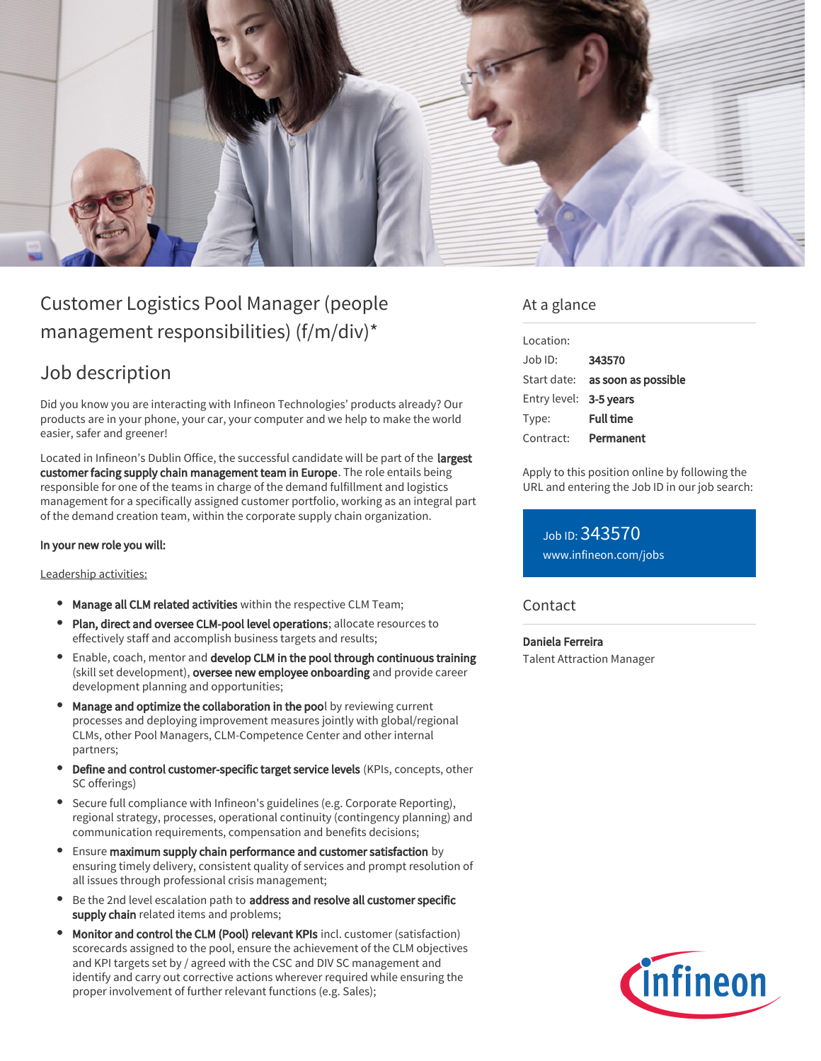# Customer Logistics Pool Manager (people management responsibilities) (f/m/div)*

## Job description

Did you know you are interacting with Infineon Technologies' products already? Our products are in your phone, your car, your computer and we help to make the world easier, safer and greener!

Located in Infineon's Dublin Office, the successful candidate will be part of the **largest customer facing supply chain management team in Europe**. The role entails being responsible for one of the teams in charge of the demand fulfillment and logistics management for a specifically assigned customer portfolio, working as an integral part of the demand creation team, within the corporate supply chain organization.

**In your new role you will:**

Leadership activities:

- **Manage all CLM related activities** within the respective CLM Team;
- **Plan, direct and oversee CLM-pool level operations**; allocate resources to effectively staff and accomplish business targets and results;
- Enable, coach, mentor and **develop CLM in the pool through continuous training** (skill set development), **oversee new employee onboarding** and provide career development planning and opportunities;
- **Manage and optimize the collaboration in the pool** by reviewing current processes and deploying improvement measures jointly with global/regional CLMs, other Pool Managers, CLM-Competence Center and other internal partners;
- **Define and control customer-specific target service levels** (KPIs, concepts, other SC offerings)
- Secure full compliance with Infineon's guidelines (e.g. Corporate Reporting), regional strategy, processes, operational continuity (contingency planning) and communication requirements, compensation and benefits decisions;
- Ensure **maximum supply chain performance and customer satisfaction** by ensuring timely delivery, consistent quality of services and prompt resolution of all issues through professional crisis management;
- Be the 2nd level escalation path to **address and resolve all customer specific supply chain** related items and problems;
- **Monitor and control the CLM (Pool) relevant KPIs** incl. customer (satisfaction) scorecards assigned to the pool, ensure the achievement of the CLM objectives and KPI targets set by / agreed with the CSC and DIV SC management and identify and carry out corrective actions wherever required while ensuring the proper involvement of further relevant functions (e.g. Sales);

## At a glance

| | |
|---|---|
| Location: | |
| Job ID: | **343570** |
| Start date: | **as soon as possible** |
| Entry level: | **3-5 years** |
| Type: | **Full time** |
| Contract: | **Permanent** |

Apply to this position online by following the URL and entering the Job ID in our job search:

Job ID: 343570
www.infineon.com/jobs

## Contact

**Daniela Ferreira**
Talent Attraction Manager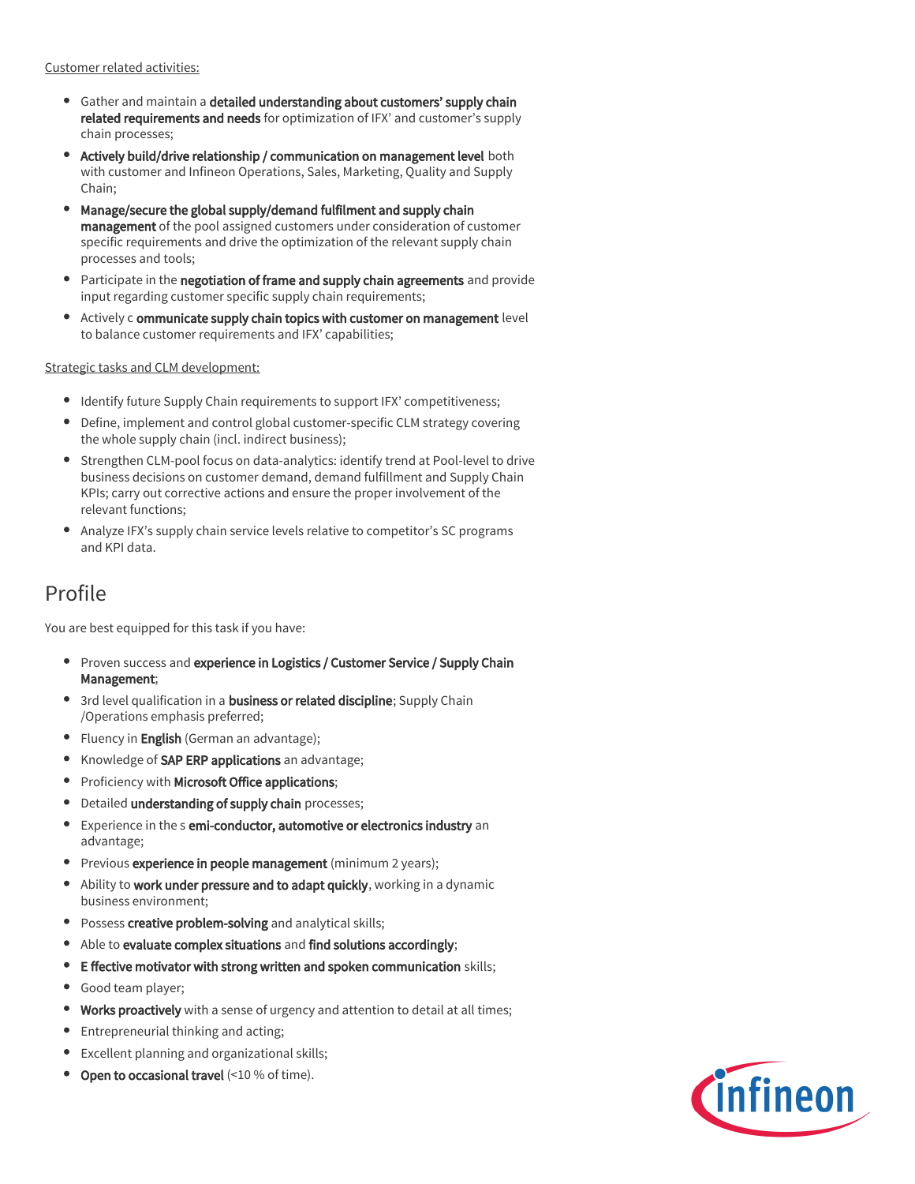Customer related activities:

- Gather and maintain a **detailed understanding about customers' supply chain related requirements and needs** for optimization of IFX' and customer's supply chain processes;
- **Actively build/drive relationship / communication on management level** both with customer and Infineon Operations, Sales, Marketing, Quality and Supply Chain;
- **Manage/secure the global supply/demand fulfilment and supply chain management** of the pool assigned customers under consideration of customer specific requirements and drive the optimization of the relevant supply chain processes and tools;
- Participate in the **negotiation of frame and supply chain agreements** and provide input regarding customer specific supply chain requirements;
- Actively c **ommunicate supply chain topics with customer on management** level to balance customer requirements and IFX' capabilities;

Strategic tasks and CLM development:

- Identify future Supply Chain requirements to support IFX' competitiveness;
- Define, implement and control global customer-specific CLM strategy covering the whole supply chain (incl. indirect business);
- Strengthen CLM-pool focus on data-analytics: identify trend at Pool-level to drive business decisions on customer demand, demand fulfillment and Supply Chain KPIs; carry out corrective actions and ensure the proper involvement of the relevant functions;
- Analyze IFX's supply chain service levels relative to competitor's SC programs and KPI data.

# Profile

You are best equipped for this task if you have:

- Proven success and **experience in Logistics / Customer Service / Supply Chain Management**;
- 3rd level qualification in a **business or related discipline**; Supply Chain /Operations emphasis preferred;
- Fluency in **English** (German an advantage);
- Knowledge of **SAP ERP applications** an advantage;
- Proficiency with **Microsoft Office applications**;
- Detailed **understanding of supply chain** processes;
- Experience in the s **emi-conductor, automotive or electronics industry** an advantage;
- Previous **experience in people management** (minimum 2 years);
- Ability to **work under pressure and to adapt quickly**, working in a dynamic business environment;
- Possess **creative problem-solving** and analytical skills;
- Able to **evaluate complex situations** and **find solutions accordingly**;
- **E ffective motivator with strong written and spoken communication** skills;
- Good team player;
- **Works proactively** with a sense of urgency and attention to detail at all times;
- Entrepreneurial thinking and acting;
- Excellent planning and organizational skills;
- **Open to occasional travel** (<10 % of time).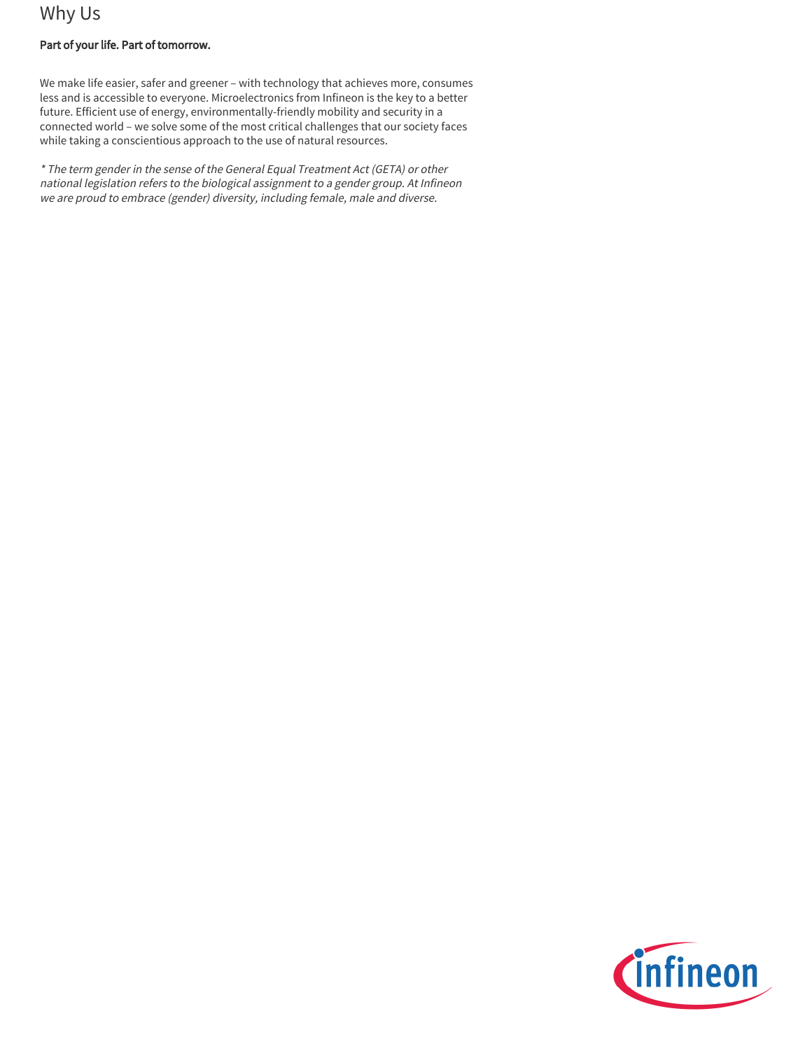## Why Us

**Part of your life. Part of tomorrow.**

We make life easier, safer and greener – with technology that achieves more, consumes less and is accessible to everyone. Microelectronics from Infineon is the key to a better future. Efficient use of energy, environmentally-friendly mobility and security in a connected world – we solve some of the most critical challenges that our society faces while taking a conscientious approach to the use of natural resources.

*\* The term gender in the sense of the General Equal Treatment Act (GETA) or other national legislation refers to the biological assignment to a gender group. At Infineon we are proud to embrace (gender) diversity, including female, male and diverse.*